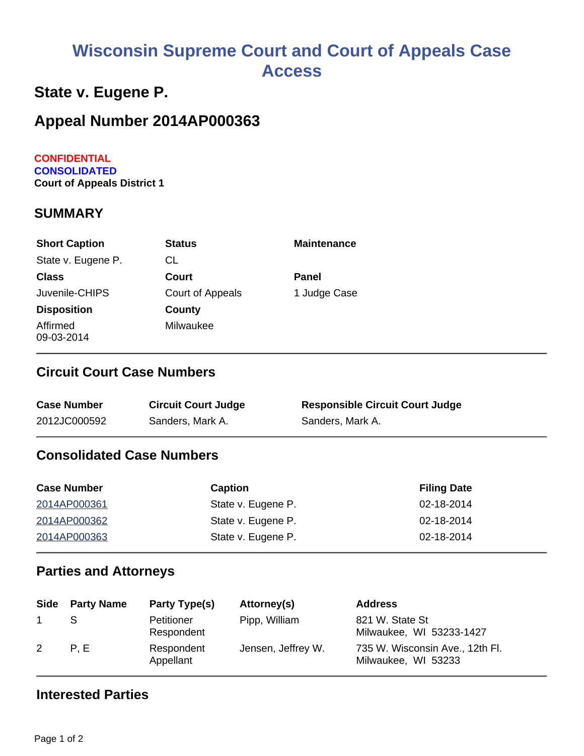# Wisconsin Supreme Court and Court of Appeals Case Access

## State v. Eugene P.

## Appeal Number 2014AP000363

CONFIDENTIAL
CONSOLIDATED
**Court of Appeals District 1**

### SUMMARY

| Short Caption | Status | Maintenance |
|---|---|---|
| State v. Eugene P. | CL | |
| **Class** | **Court** | **Panel** |
| Juvenile-CHIPS | Court of Appeals | 1 Judge Case |
| **Disposition** | **County** | |
| Affirmed 09-03-2014 | Milwaukee | |

### Circuit Court Case Numbers

| Case Number | Circuit Court Judge | Responsible Circuit Court Judge |
|---|---|---|
| 2012JC000592 | Sanders, Mark A. | Sanders, Mark A. |

### Consolidated Case Numbers

| Case Number | Caption | Filing Date |
|---|---|---|
| 2014AP000361 | State v. Eugene P. | 02-18-2014 |
| 2014AP000362 | State v. Eugene P. | 02-18-2014 |
| 2014AP000363 | State v. Eugene P. | 02-18-2014 |

### Parties and Attorneys

| Side | Party Name | Party Type(s) | Attorney(s) | Address |
|---|---|---|---|---|
| 1 | S | Petitioner Respondent | Pipp, William | 821 W. State St Milwaukee, WI 53233-1427 |
| 2 | P, E | Respondent Appellant | Jensen, Jeffrey W. | 735 W. Wisconsin Ave., 12th Fl. Milwaukee, WI 53233 |

### Interested Parties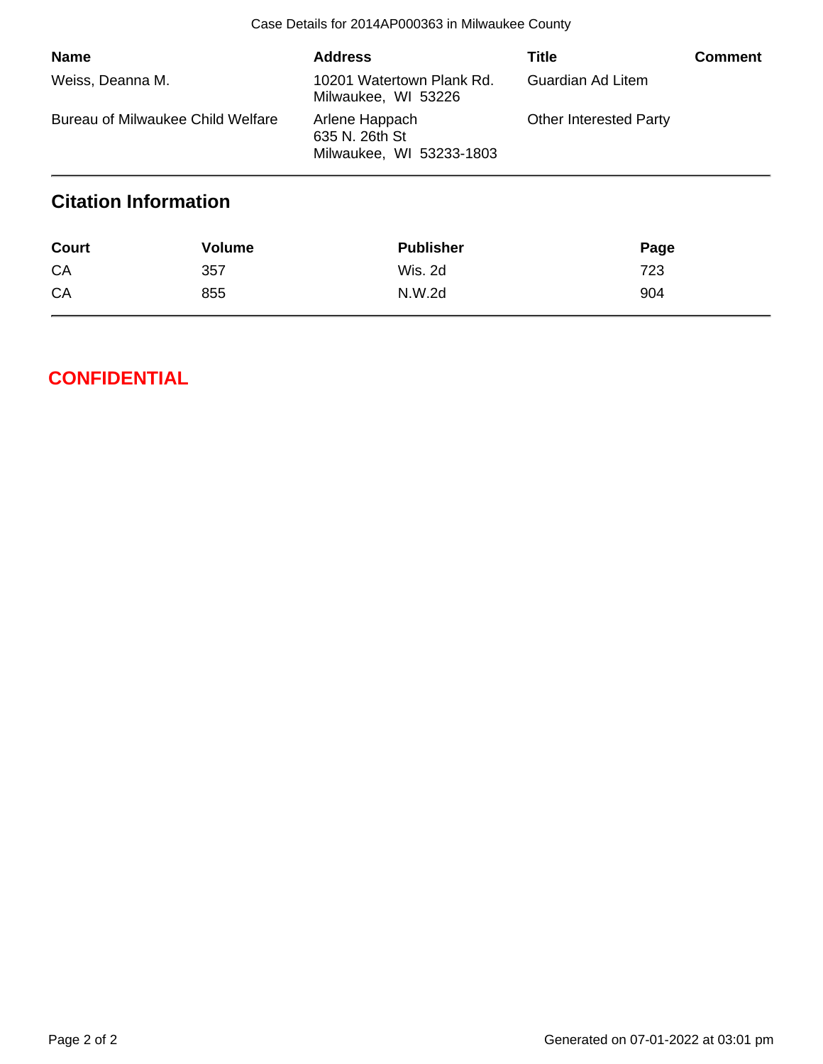| Name | Address | Title | Comment |
|---|---|---|---|
| Weiss, Deanna M. | 10201 Watertown Plank Rd. Milwaukee, WI 53226 | Guardian Ad Litem | |
| Bureau of Milwaukee Child Welfare | Arlene Happach 635 N. 26th St Milwaukee, WI 53233-1803 | Other Interested Party | |

## Citation Information

| Court | Volume | Publisher | Page |
|---|---|---|---|
| CA | 357 | Wis. 2d | 723 |
| CA | 855 | N.W.2d | 904 |

**CONFIDENTIAL**